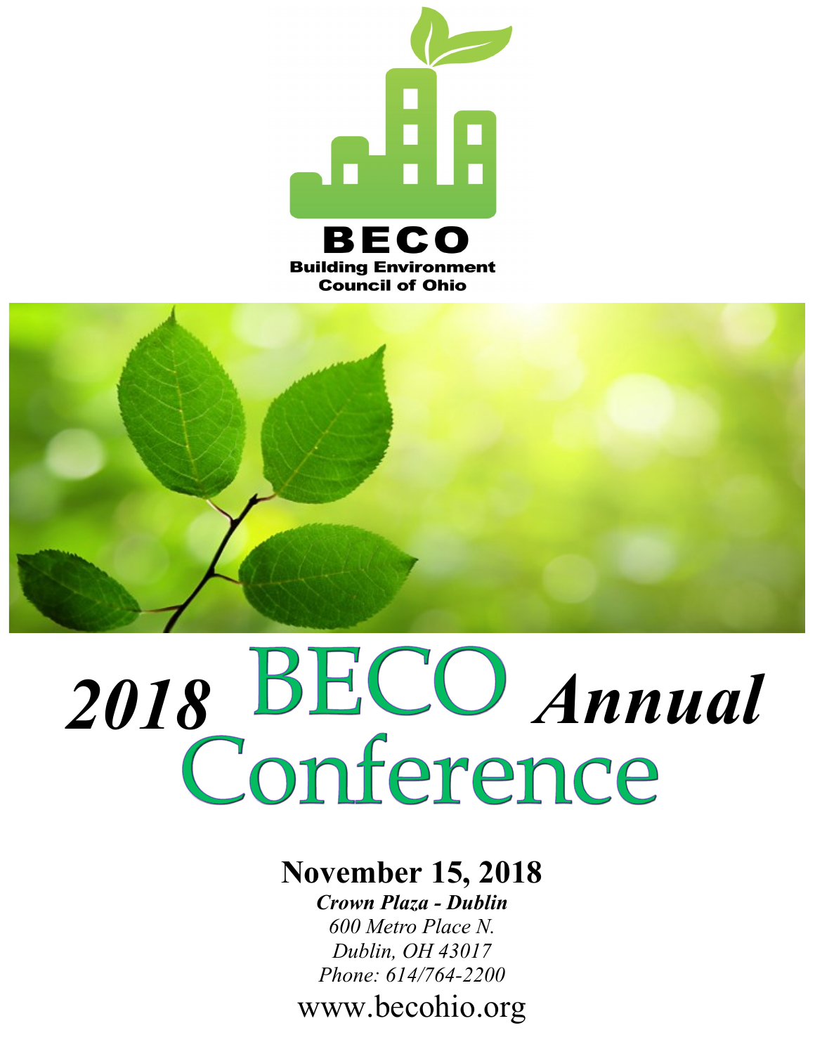**BECO**

**Building Environment Council of Ohio**

# *2018* BECO *Annual* Conference

**November 15, 2018**

***Crown Plaza - Dublin***

*600 Metro Place N.*

*Dublin, OH 43017*

*Phone: 614/764-2200*

www.becohio.org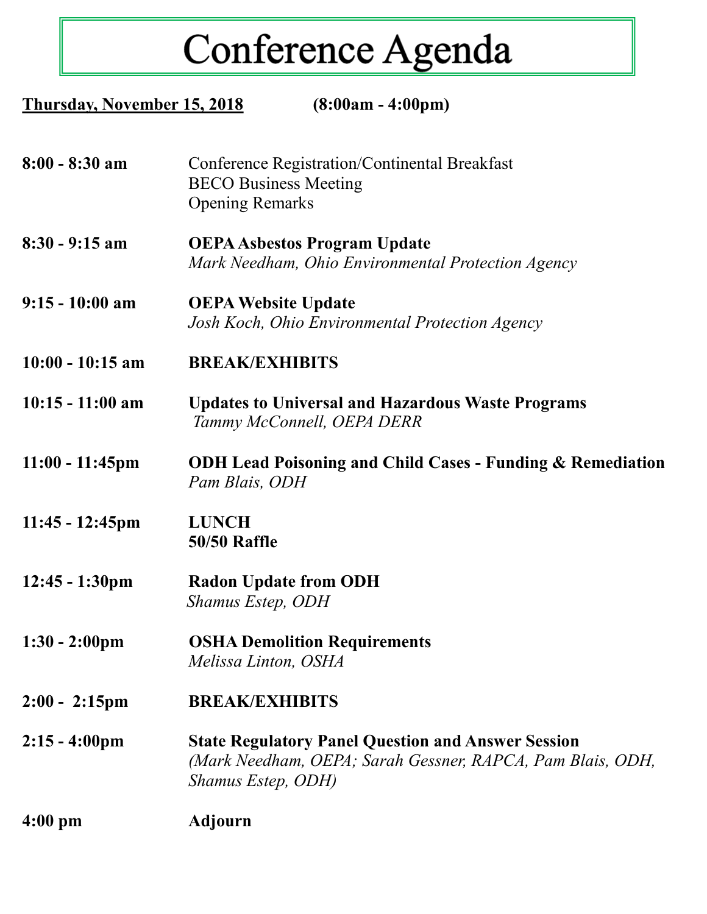# Conference Agenda

**Thursday, November 15, 2018** **(8:00am - 4:00pm)**

| Time | Session |
|---|---|
| **8:00 - 8:30 am** | Conference Registration/Continental Breakfast<br>BECO Business Meeting<br>Opening Remarks |
| **8:30 - 9:15 am** | **OEPA Asbestos Program Update**<br>*Mark Needham, Ohio Environmental Protection Agency* |
| **9:15 - 10:00 am** | **OEPA Website Update**<br>*Josh Koch, Ohio Environmental Protection Agency* |
| **10:00 - 10:15 am** | **BREAK/EXHIBITS** |
| **10:15 - 11:00 am** | **Updates to Universal and Hazardous Waste Programs**<br>*Tammy McConnell, OEPA DERR* |
| **11:00 - 11:45pm** | **ODH Lead Poisoning and Child Cases - Funding & Remediation**<br>*Pam Blais, ODH* |
| **11:45 - 12:45pm** | **LUNCH**<br>**50/50 Raffle** |
| **12:45 - 1:30pm** | **Radon Update from ODH**<br>*Shamus Estep, ODH* |
| **1:30 - 2:00pm** | **OSHA Demolition Requirements**<br>*Melissa Linton, OSHA* |
| **2:00 - 2:15pm** | **BREAK/EXHIBITS** |
| **2:15 - 4:00pm** | **State Regulatory Panel Question and Answer Session**<br>*(Mark Needham, OEPA; Sarah Gessner, RAPCA, Pam Blais, ODH, Shamus Estep, ODH)* |
| **4:00 pm** | **Adjourn** |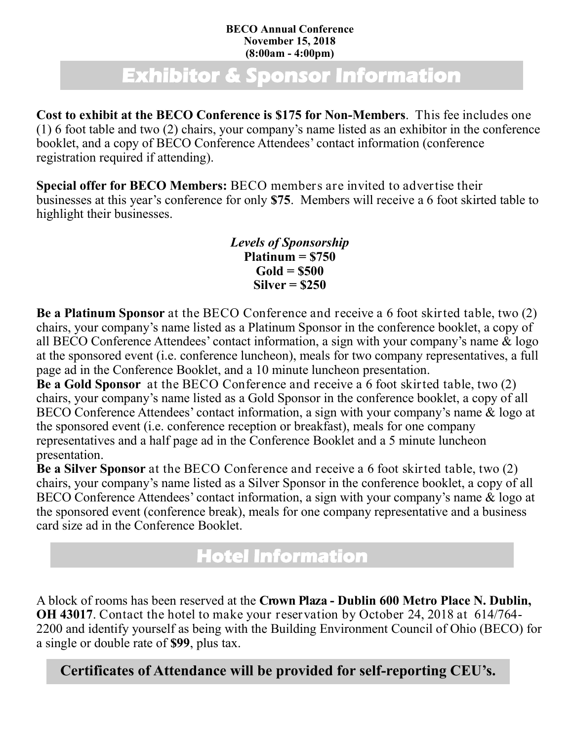**BECO Annual Conference**
**November 15, 2018**
**(8:00am - 4:00pm)**

# Exhibitor & Sponsor Information

**Cost to exhibit at the BECO Conference is $175 for Non-Members**. This fee includes one (1) 6 foot table and two (2) chairs, your company's name listed as an exhibitor in the conference booklet, and a copy of BECO Conference Attendees' contact information (conference registration required if attending).

**Special offer for BECO Members:** BECO members are invited to advertise their businesses at this year's conference for only **$75**. Members will receive a 6 foot skirted table to highlight their businesses.

***Levels of Sponsorship***
**Platinum = $750**
**Gold = $500**
**Silver = $250**

**Be a Platinum Sponsor** at the BECO Conference and receive a 6 foot skirted table, two (2) chairs, your company's name listed as a Platinum Sponsor in the conference booklet, a copy of all BECO Conference Attendees' contact information, a sign with your company's name & logo at the sponsored event (i.e. conference luncheon), meals for two company representatives, a full page ad in the Conference Booklet, and a 10 minute luncheon presentation.

**Be a Gold Sponsor** at the BECO Conference and receive a 6 foot skirted table, two (2) chairs, your company's name listed as a Gold Sponsor in the conference booklet, a copy of all BECO Conference Attendees' contact information, a sign with your company's name & logo at the sponsored event (i.e. conference reception or breakfast), meals for one company representatives and a half page ad in the Conference Booklet and a 5 minute luncheon presentation.

**Be a Silver Sponsor** at the BECO Conference and receive a 6 foot skirted table, two (2) chairs, your company's name listed as a Silver Sponsor in the conference booklet, a copy of all BECO Conference Attendees' contact information, a sign with your company's name & logo at the sponsored event (conference break), meals for one company representative and a business card size ad in the Conference Booklet.

# Hotel Information

A block of rooms has been reserved at the **Crown Plaza - Dublin 600 Metro Place N. Dublin, OH 43017**. Contact the hotel to make your reservation by October 24, 2018 at 614/764-2200 and identify yourself as being with the Building Environment Council of Ohio (BECO) for a single or double rate of **$99**, plus tax.

## Certificates of Attendance will be provided for self-reporting CEU's.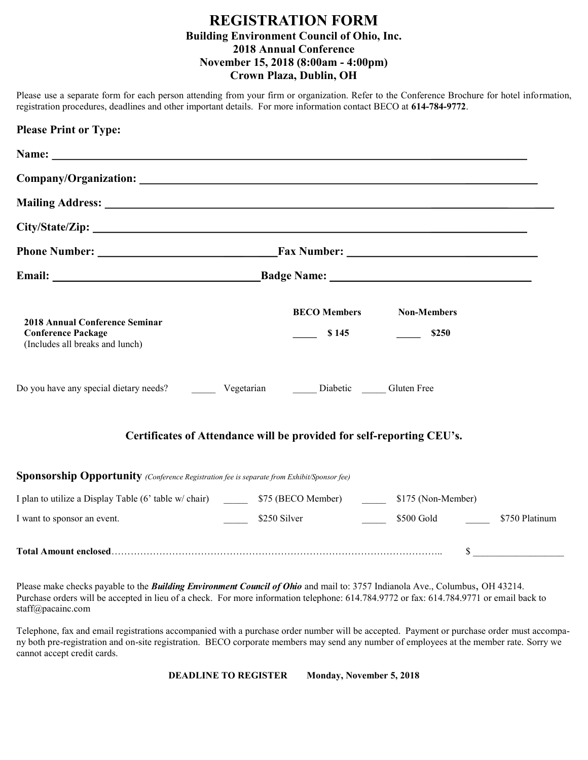# REGISTRATION FORM

**Building Environment Council of Ohio, Inc.**
**2018 Annual Conference**
**November 15, 2018 (8:00am - 4:00pm)**
**Crown Plaza, Dublin, OH**

Please use a separate form for each person attending from your firm or organization. Refer to the Conference Brochure for hotel information, registration procedures, deadlines and other important details. For more information contact BECO at **614-784-9772**.

**Please Print or Type:**

**Name:** ______________________________________________

**Company/Organization:** ______________________________________________

**Mailing Address:** ______________________________________________

**City/State/Zip:** ______________________________________________

**Phone Number:** ______________________ **Fax Number:** ______________________

**Email:** ______________________ **Badge Name:** ______________________

| | **BECO Members** | **Non-Members** |
|---|---|---|
| **2018 Annual Conference Seminar Conference Package** (Includes all breaks and lunch) | _____ **$ 145** | _____ **$250** |

Do you have any special dietary needs? _____ Vegetarian _____ Diabetic _____ Gluten Free

**Certificates of Attendance will be provided for self-reporting CEU's.**

**Sponsorship Opportunity** *(Conference Registration fee is separate from Exhibit/Sponsor fee)*

I plan to utilize a Display Table (6' table w/ chair) _____ $75 (BECO Member) _____ $175 (Non-Member)

I want to sponsor an event. _____ $250 Silver _____ $500 Gold _____ $750 Platinum

**Total Amount enclosed**.................................................................................................. $ ____________

Please make checks payable to the ***Building Environment Council of Ohio*** and mail to: 3757 Indianola Ave., Columbus, OH 43214. Purchase orders will be accepted in lieu of a check. For more information telephone: 614.784.9772 or fax: 614.784.9771 or email back to staff@pacainc.com

Telephone, fax and email registrations accompanied with a purchase order number will be accepted. Payment or purchase order must accompany both pre-registration and on-site registration. BECO corporate members may send any number of employees at the member rate. Sorry we cannot accept credit cards.

**DEADLINE TO REGISTER Monday, November 5, 2018**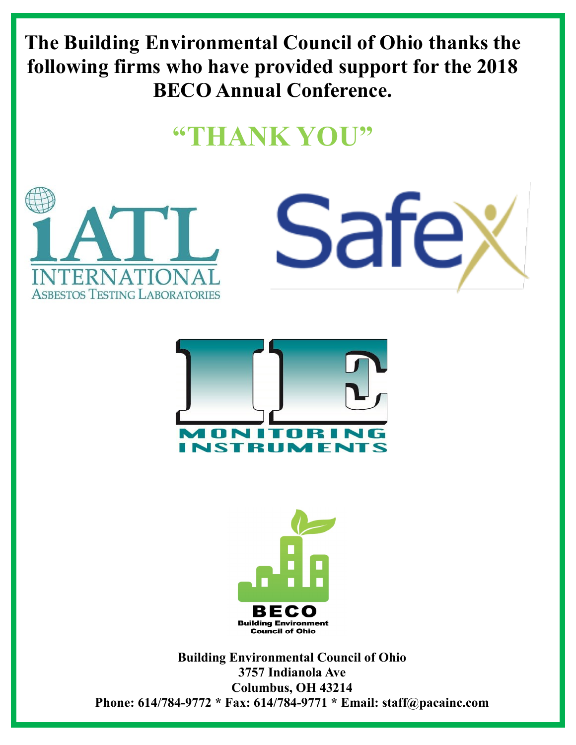**The Building Environmental Council of Ohio thanks the following firms who have provided support for the 2018 BECO Annual Conference.**

# "THANK YOU"

iATL INTERNATIONAL ASBESTOS TESTING LABORATORIES

Safex

IE MONITORING INSTRUMENTS

BECO Building Environment Council of Ohio

**Building Environmental Council of Ohio**
**3757 Indianola Ave**
**Columbus, OH 43214**
**Phone: 614/784-9772 * Fax: 614/784-9771 * Email: staff@pacainc.com**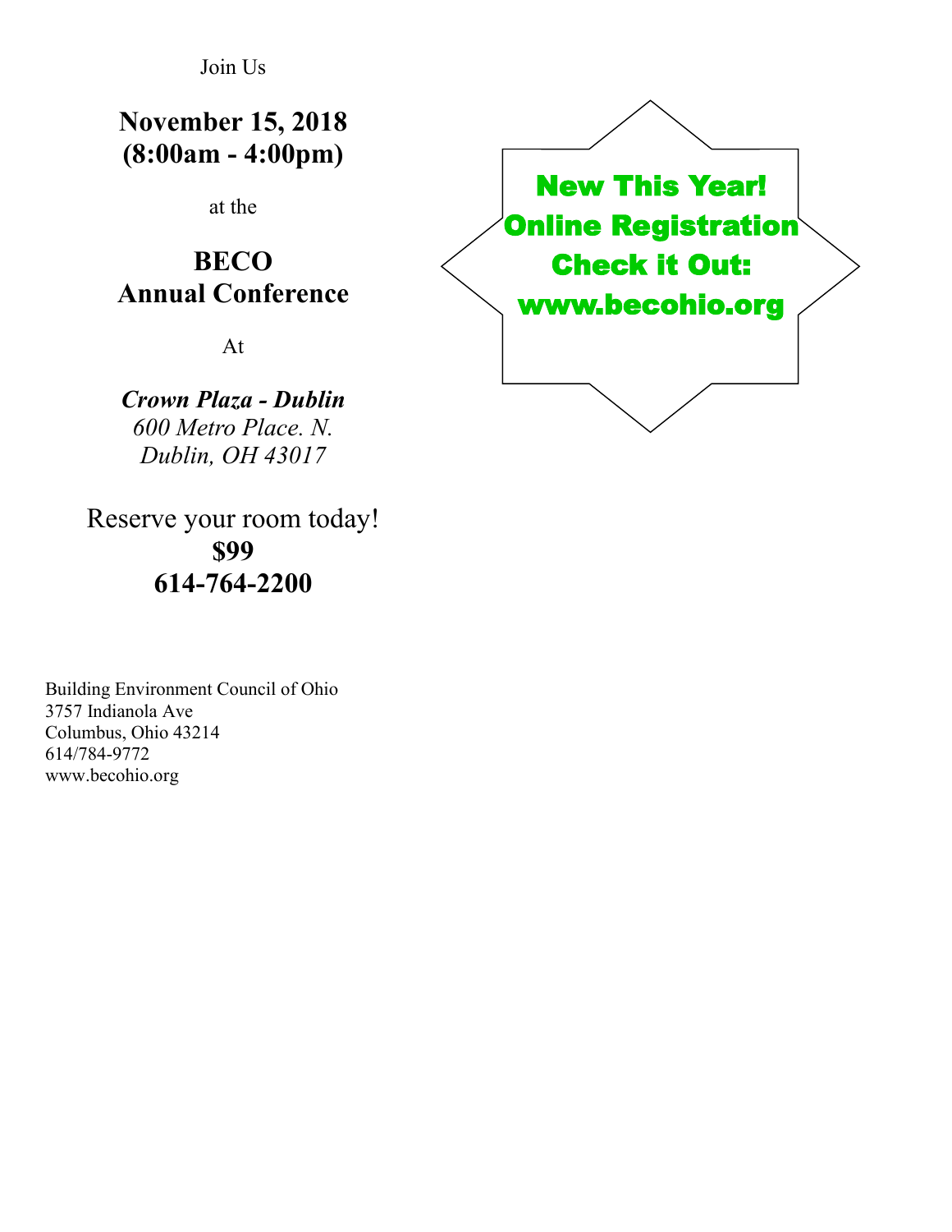Join Us

**November 15, 2018**
**(8:00am - 4:00pm)**

at the

**BECO**
**Annual Conference**

At

***Crown Plaza - Dublin***
*600 Metro Place. N.*
*Dublin, OH 43017*

Reserve your room today!
**$99**
**614-764-2200**

**New This Year!**
**Online Registration**
**Check it Out:**
**www.becohio.org**

Building Environment Council of Ohio
3757 Indianola Ave
Columbus, Ohio 43214
614/784-9772
www.becohio.org